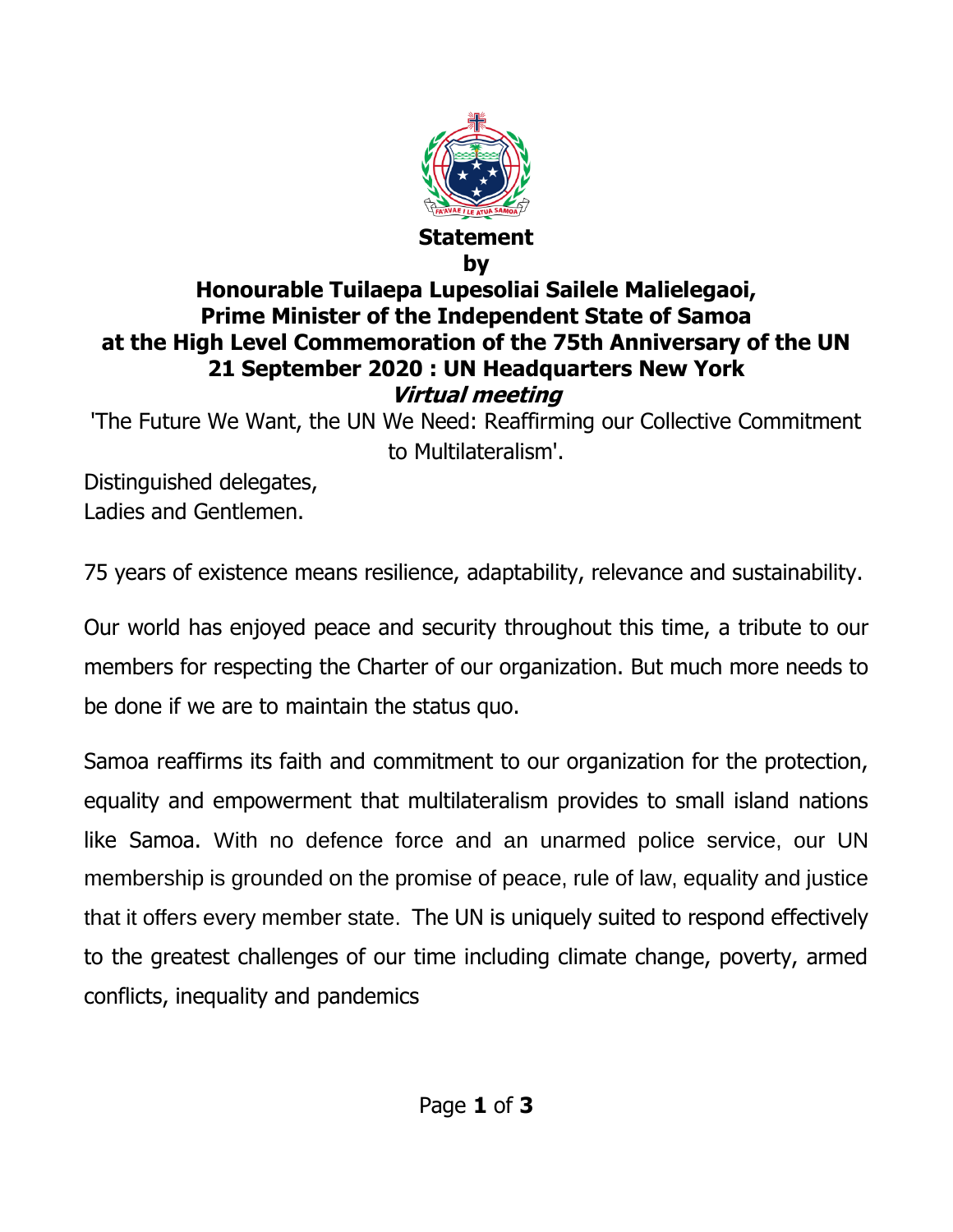**Statement**

**by**

**Honourable Tuilaepa Lupesoliai Sailele Malielegaoi,**
**Prime Minister of the Independent State of Samoa**
**at the High Level Commemoration of the 75th Anniversary of the UN**
**21 September 2020 : UN Headquarters New York**
***Virtual meeting***

'The Future We Want, the UN We Need: Reaffirming our Collective Commitment to Multilateralism'.

Distinguished delegates,
Ladies and Gentlemen.

75 years of existence means resilience, adaptability, relevance and sustainability.

Our world has enjoyed peace and security throughout this time, a tribute to our members for respecting the Charter of our organization. But much more needs to be done if we are to maintain the status quo.

Samoa reaffirms its faith and commitment to our organization for the protection, equality and empowerment that multilateralism provides to small island nations like Samoa. With no defence force and an unarmed police service, our UN membership is grounded on the promise of peace, rule of law, equality and justice that it offers every member state. The UN is uniquely suited to respond effectively to the greatest challenges of our time including climate change, poverty, armed conflicts, inequality and pandemics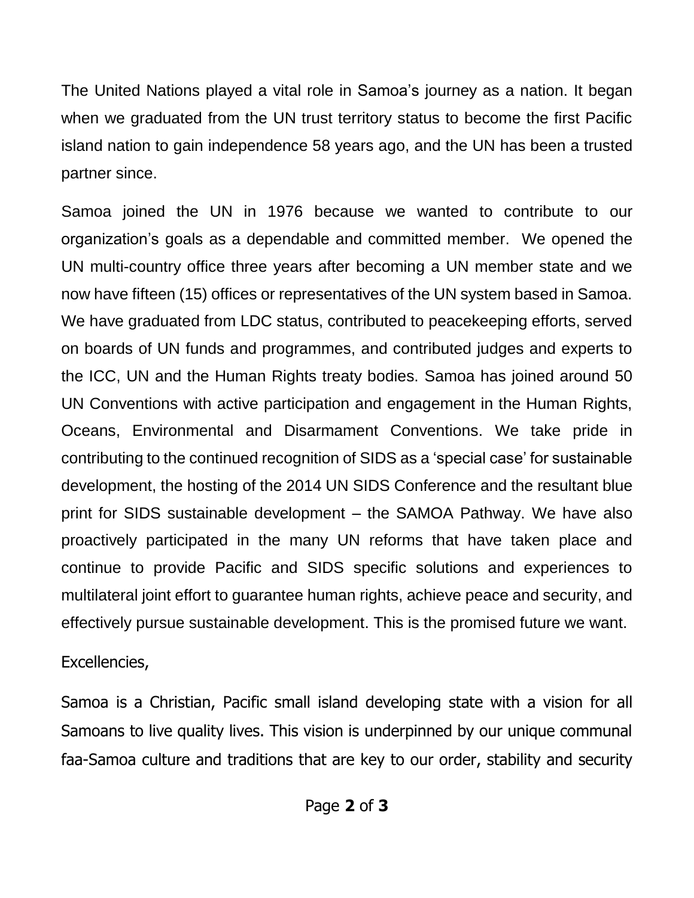The United Nations played a vital role in Samoa's journey as a nation. It began when we graduated from the UN trust territory status to become the first Pacific island nation to gain independence 58 years ago, and the UN has been a trusted partner since.

Samoa joined the UN in 1976 because we wanted to contribute to our organization's goals as a dependable and committed member. We opened the UN multi-country office three years after becoming a UN member state and we now have fifteen (15) offices or representatives of the UN system based in Samoa. We have graduated from LDC status, contributed to peacekeeping efforts, served on boards of UN funds and programmes, and contributed judges and experts to the ICC, UN and the Human Rights treaty bodies. Samoa has joined around 50 UN Conventions with active participation and engagement in the Human Rights, Oceans, Environmental and Disarmament Conventions. We take pride in contributing to the continued recognition of SIDS as a 'special case' for sustainable development, the hosting of the 2014 UN SIDS Conference and the resultant blue print for SIDS sustainable development – the SAMOA Pathway. We have also proactively participated in the many UN reforms that have taken place and continue to provide Pacific and SIDS specific solutions and experiences to multilateral joint effort to guarantee human rights, achieve peace and security, and effectively pursue sustainable development. This is the promised future we want.

Excellencies,

Samoa is a Christian, Pacific small island developing state with a vision for all Samoans to live quality lives. This vision is underpinned by our unique communal faa-Samoa culture and traditions that are key to our order, stability and security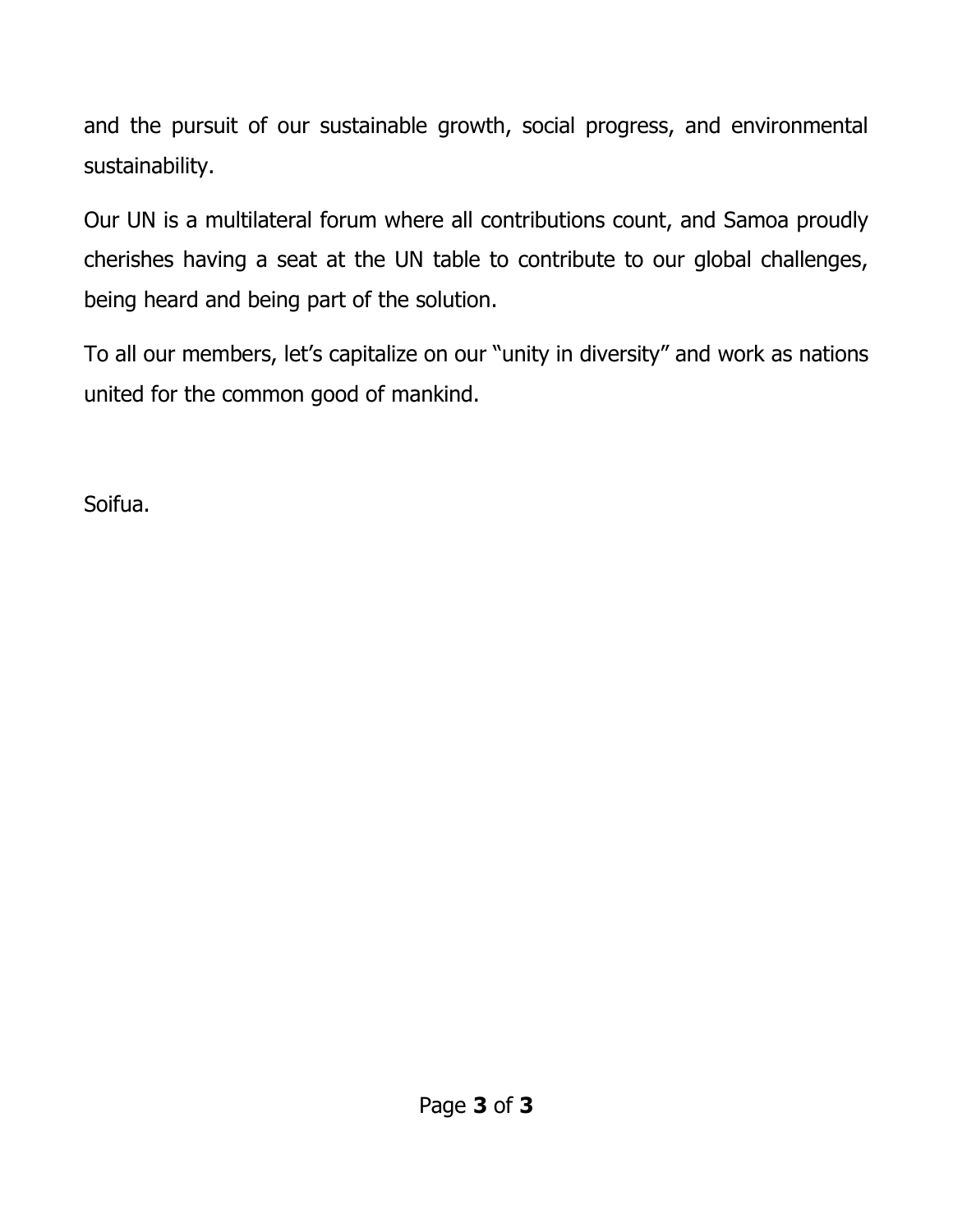and the pursuit of our sustainable growth, social progress, and environmental sustainability.

Our UN is a multilateral forum where all contributions count, and Samoa proudly cherishes having a seat at the UN table to contribute to our global challenges, being heard and being part of the solution.

To all our members, let's capitalize on our "unity in diversity" and work as nations united for the common good of mankind.

Soifua.